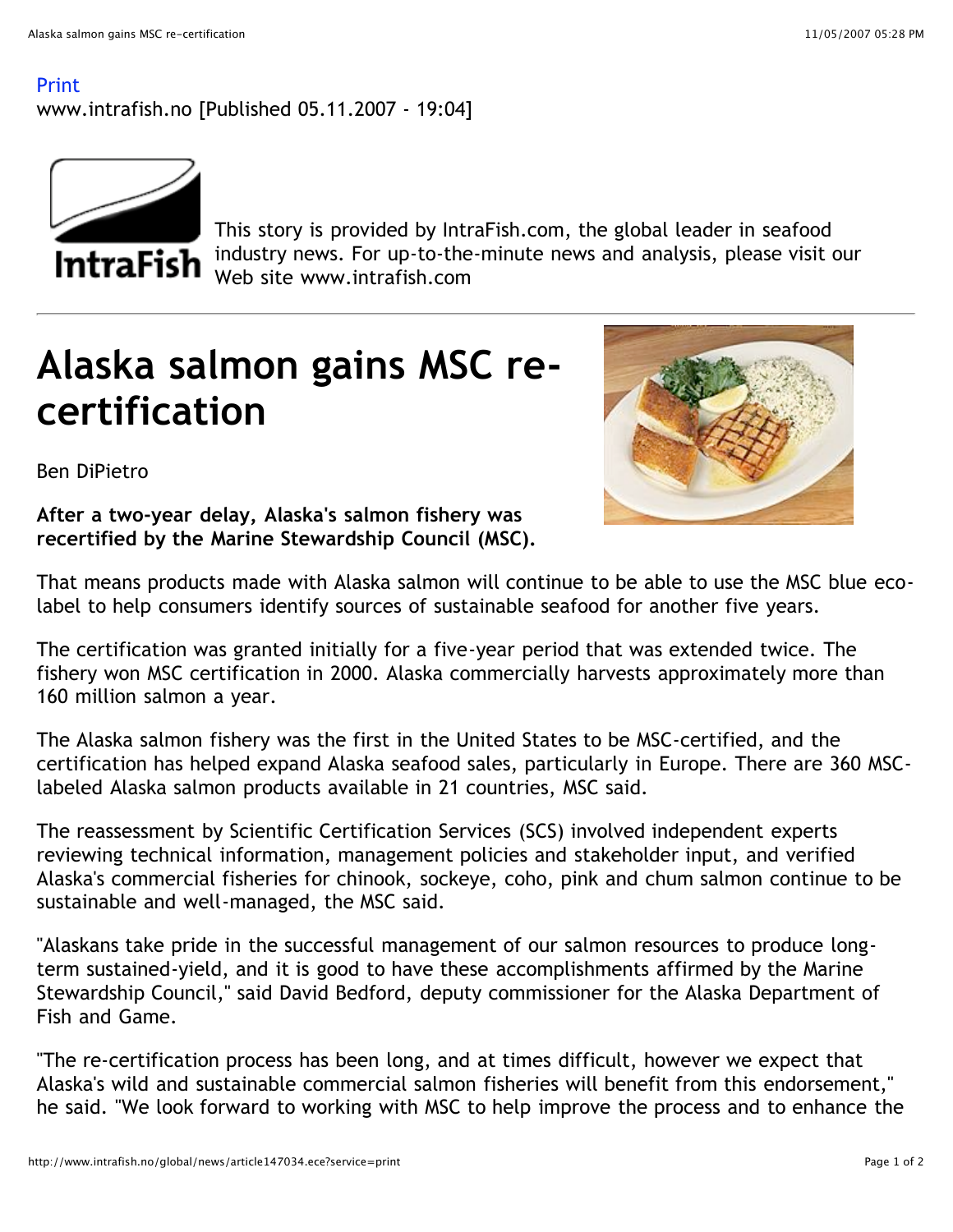Print
www.intrafish.no [Published 05.11.2007 - 19:04]

This story is provided by IntraFish.com, the global leader in seafood industry news. For up-to-the-minute news and analysis, please visit our Web site www.intrafish.com

# Alaska salmon gains MSC re-certification

Ben DiPietro

**After a two-year delay, Alaska's salmon fishery was recertified by the Marine Stewardship Council (MSC).**

That means products made with Alaska salmon will continue to be able to use the MSC blue eco-label to help consumers identify sources of sustainable seafood for another five years.

The certification was granted initially for a five-year period that was extended twice. The fishery won MSC certification in 2000. Alaska commercially harvests approximately more than 160 million salmon a year.

The Alaska salmon fishery was the first in the United States to be MSC-certified, and the certification has helped expand Alaska seafood sales, particularly in Europe. There are 360 MSC-labeled Alaska salmon products available in 21 countries, MSC said.

The reassessment by Scientific Certification Services (SCS) involved independent experts reviewing technical information, management policies and stakeholder input, and verified Alaska's commercial fisheries for chinook, sockeye, coho, pink and chum salmon continue to be sustainable and well-managed, the MSC said.

"Alaskans take pride in the successful management of our salmon resources to produce long-term sustained-yield, and it is good to have these accomplishments affirmed by the Marine Stewardship Council," said David Bedford, deputy commissioner for the Alaska Department of Fish and Game.

"The re-certification process has been long, and at times difficult, however we expect that Alaska's wild and sustainable commercial salmon fisheries will benefit from this endorsement," he said. "We look forward to working with MSC to help improve the process and to enhance the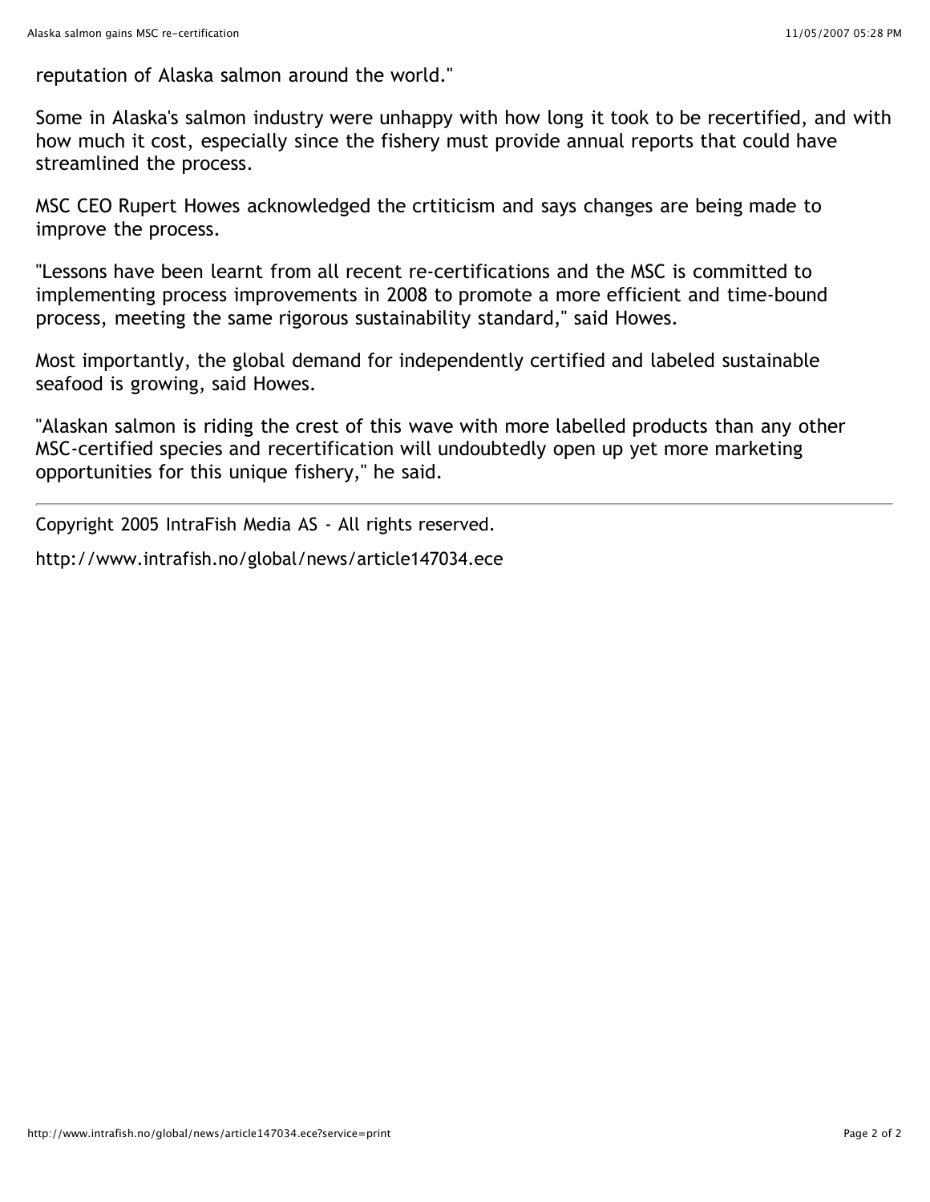reputation of Alaska salmon around the world."

Some in Alaska's salmon industry were unhappy with how long it took to be recertified, and with how much it cost, especially since the fishery must provide annual reports that could have streamlined the process.

MSC CEO Rupert Howes acknowledged the crtiticism and says changes are being made to improve the process.

"Lessons have been learnt from all recent re-certifications and the MSC is committed to implementing process improvements in 2008 to promote a more efficient and time-bound process, meeting the same rigorous sustainability standard," said Howes.

Most importantly, the global demand for independently certified and labeled sustainable seafood is growing, said Howes.

"Alaskan salmon is riding the crest of this wave with more labelled products than any other MSC-certified species and recertification will undoubtedly open up yet more marketing opportunities for this unique fishery," he said.

---

Copyright 2005 IntraFish Media AS - All rights reserved.

http://www.intrafish.no/global/news/article147034.ece